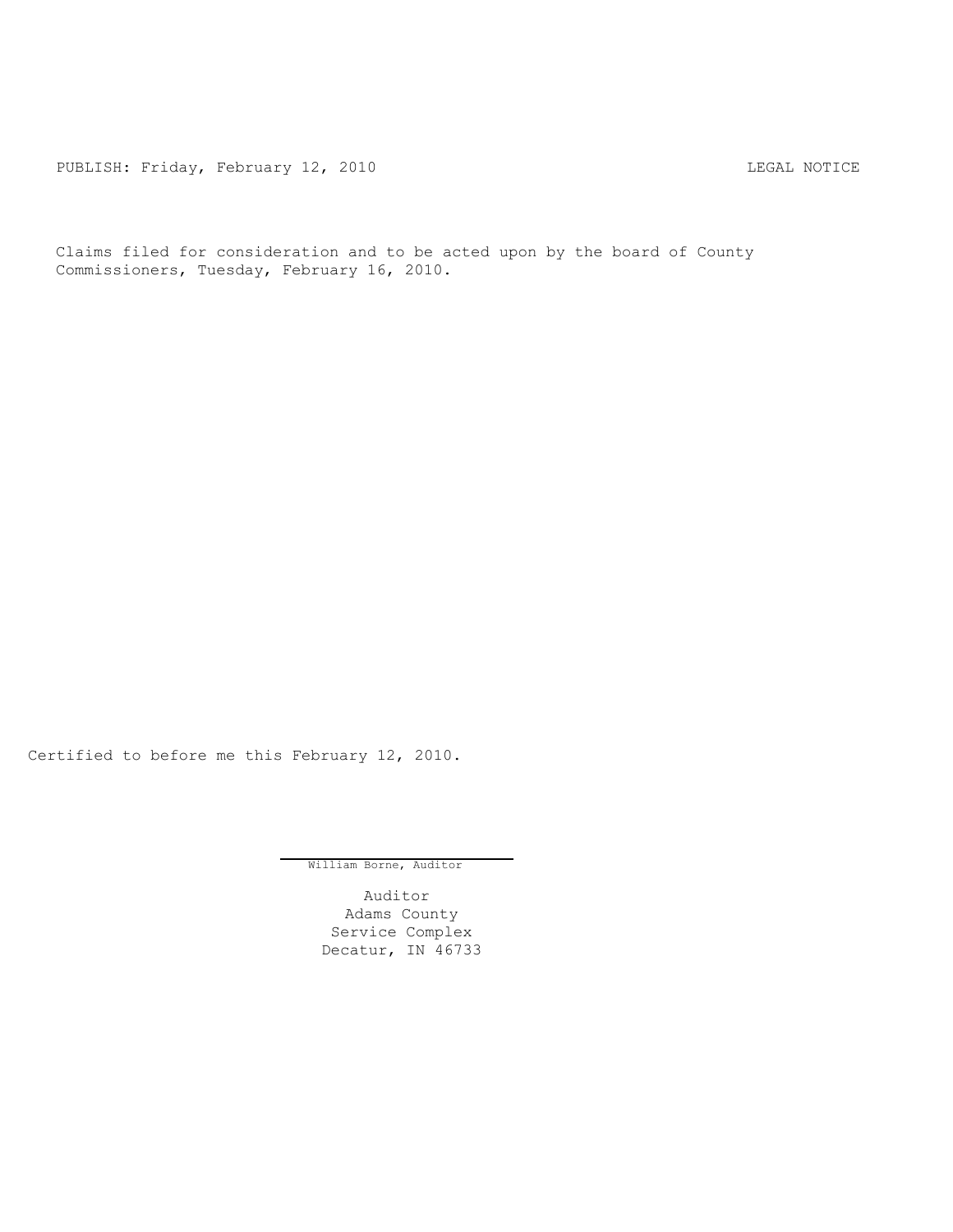PUBLISH: Friday, February 12, 2010 LEGAL NOTICE

Claims filed for consideration and to be acted upon by the board of County Commissioners, Tuesday, February 16, 2010.

Certified to before me this February 12, 2010.

William Borne, Auditor

Auditor
Adams County
Service Complex
Decatur, IN 46733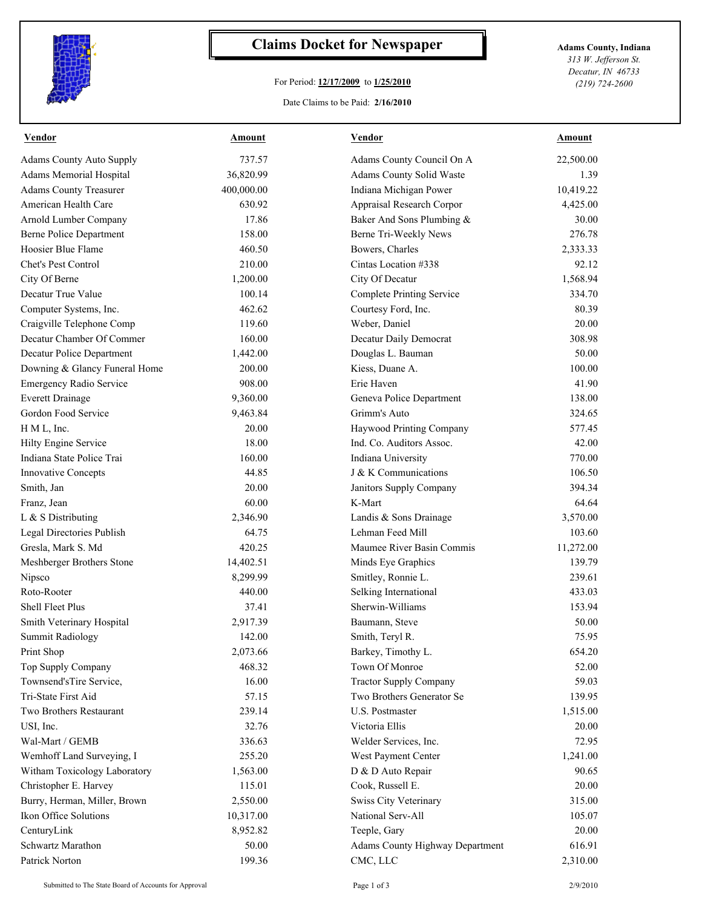# Claims Docket for Newspaper

For Period: **12/17/2009** to **1/25/2010**

Date Claims to be Paid: **2/16/2010**

**Adams County, Indiana**
*313 W. Jefferson St.*
*Decatur, IN 46733*
*(219) 724-2600*

| Vendor | Amount | Vendor | Amount |
|---|---|---|---|
| Adams County Auto Supply | 737.57 | Adams County Council On A | 22,500.00 |
| Adams Memorial Hospital | 36,820.99 | Adams County Solid Waste | 1.39 |
| Adams County Treasurer | 400,000.00 | Indiana Michigan Power | 10,419.22 |
| American Health Care | 630.92 | Appraisal Research Corpor | 4,425.00 |
| Arnold Lumber Company | 17.86 | Baker And Sons Plumbing & | 30.00 |
| Berne Police Department | 158.00 | Berne Tri-Weekly News | 276.78 |
| Hoosier Blue Flame | 460.50 | Bowers, Charles | 2,333.33 |
| Chet's Pest Control | 210.00 | Cintas Location #338 | 92.12 |
| City Of Berne | 1,200.00 | City Of Decatur | 1,568.94 |
| Decatur True Value | 100.14 | Complete Printing Service | 334.70 |
| Computer Systems, Inc. | 462.62 | Courtesy Ford, Inc. | 80.39 |
| Craigville Telephone Comp | 119.60 | Weber, Daniel | 20.00 |
| Decatur Chamber Of Commer | 160.00 | Decatur Daily Democrat | 308.98 |
| Decatur Police Department | 1,442.00 | Douglas L. Bauman | 50.00 |
| Downing & Glancy Funeral Home | 200.00 | Kiess, Duane A. | 100.00 |
| Emergency Radio Service | 908.00 | Erie Haven | 41.90 |
| Everett Drainage | 9,360.00 | Geneva Police Department | 138.00 |
| Gordon Food Service | 9,463.84 | Grimm's Auto | 324.65 |
| H M L, Inc. | 20.00 | Haywood Printing Company | 577.45 |
| Hilty Engine Service | 18.00 | Ind. Co. Auditors Assoc. | 42.00 |
| Indiana State Police Trai | 160.00 | Indiana University | 770.00 |
| Innovative Concepts | 44.85 | J & K Communications | 106.50 |
| Smith, Jan | 20.00 | Janitors Supply Company | 394.34 |
| Franz, Jean | 60.00 | K-Mart | 64.64 |
| L & S Distributing | 2,346.90 | Landis & Sons Drainage | 3,570.00 |
| Legal Directories Publish | 64.75 | Lehman Feed Mill | 103.60 |
| Gresla, Mark S. Md | 420.25 | Maumee River Basin Commis | 11,272.00 |
| Meshberger Brothers Stone | 14,402.51 | Minds Eye Graphics | 139.79 |
| Nipsco | 8,299.99 | Smitley, Ronnie L. | 239.61 |
| Roto-Rooter | 440.00 | Selking International | 433.03 |
| Shell Fleet Plus | 37.41 | Sherwin-Williams | 153.94 |
| Smith Veterinary Hospital | 2,917.39 | Baumann, Steve | 50.00 |
| Summit Radiology | 142.00 | Smith, Teryl R. | 75.95 |
| Print Shop | 2,073.66 | Barkey, Timothy L. | 654.20 |
| Top Supply Company | 468.32 | Town Of Monroe | 52.00 |
| Townsend'sTire Service, | 16.00 | Tractor Supply Company | 59.03 |
| Tri-State First Aid | 57.15 | Two Brothers Generator Se | 139.95 |
| Two Brothers Restaurant | 239.14 | U.S. Postmaster | 1,515.00 |
| USI, Inc. | 32.76 | Victoria Ellis | 20.00 |
| Wal-Mart / GEMB | 336.63 | Welder Services, Inc. | 72.95 |
| Wemhoff Land Surveying, I | 255.20 | West Payment Center | 1,241.00 |
| Witham Toxicology Laboratory | 1,563.00 | D & D Auto Repair | 90.65 |
| Christopher E. Harvey | 115.01 | Cook, Russell E. | 20.00 |
| Burry, Herman, Miller, Brown | 2,550.00 | Swiss City Veterinary | 315.00 |
| Ikon Office Solutions | 10,317.00 | National Serv-All | 105.07 |
| CenturyLink | 8,952.82 | Teeple, Gary | 20.00 |
| Schwartz Marathon | 50.00 | Adams County Highway Department | 616.91 |
| Patrick Norton | 199.36 | CMC, LLC | 2,310.00 |

Submitted to The State Board of Accounts for Approval

2/9/2010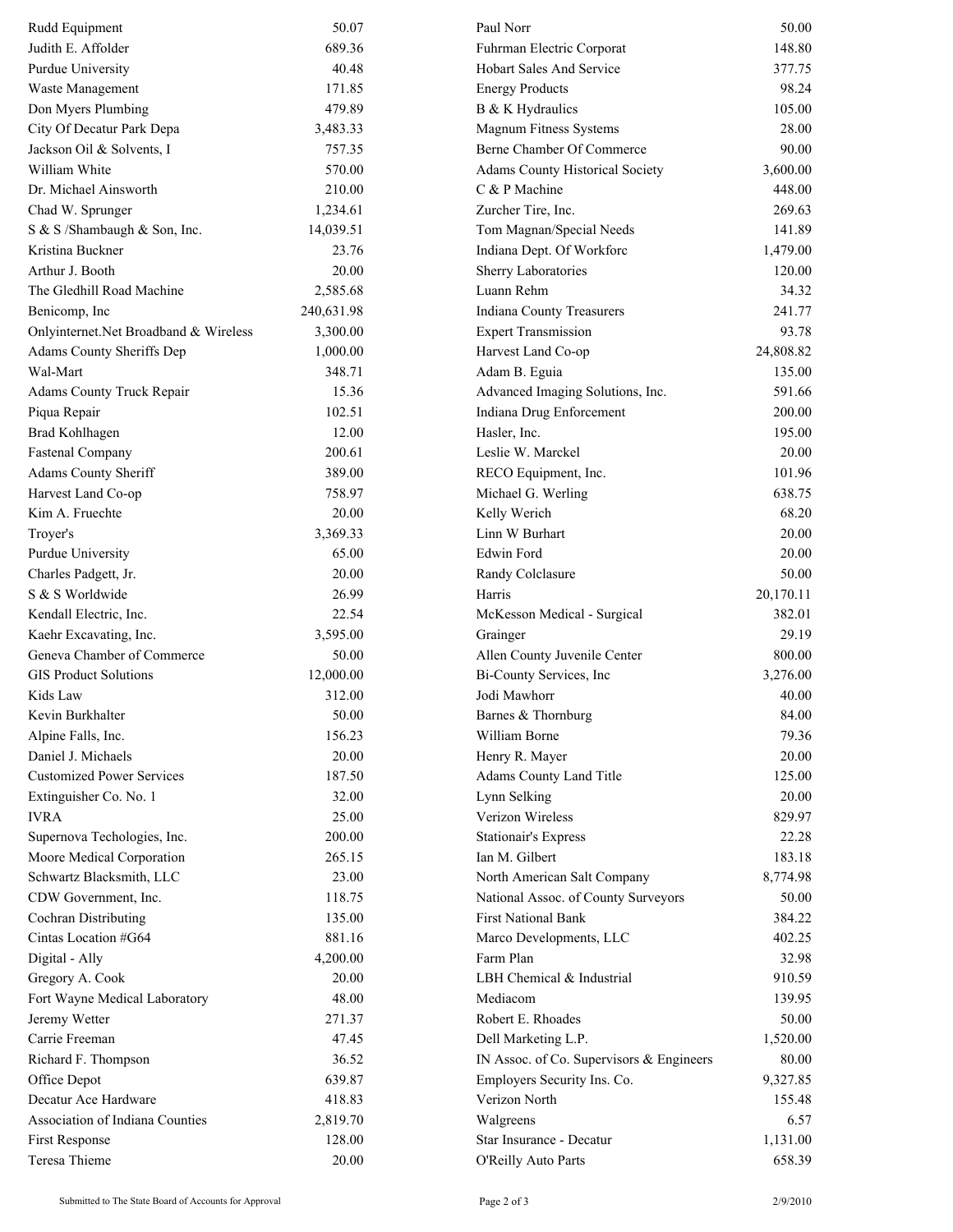| | | | |
|---|---|---|---|
| Rudd Equipment | 50.07 | Paul Norr | 50.00 |
| Judith E. Affolder | 689.36 | Fuhrman Electric Corporat | 148.80 |
| Purdue University | 40.48 | Hobart Sales And Service | 377.75 |
| Waste Management | 171.85 | Energy Products | 98.24 |
| Don Myers Plumbing | 479.89 | B & K Hydraulics | 105.00 |
| City Of Decatur Park Depa | 3,483.33 | Magnum Fitness Systems | 28.00 |
| Jackson Oil & Solvents, I | 757.35 | Berne Chamber Of Commerce | 90.00 |
| William White | 570.00 | Adams County Historical Society | 3,600.00 |
| Dr. Michael Ainsworth | 210.00 | C & P Machine | 448.00 |
| Chad W. Sprunger | 1,234.61 | Zurcher Tire, Inc. | 269.63 |
| S & S /Shambaugh & Son, Inc. | 14,039.51 | Tom Magnan/Special Needs | 141.89 |
| Kristina Buckner | 23.76 | Indiana Dept. Of Workforc | 1,479.00 |
| Arthur J. Booth | 20.00 | Sherry Laboratories | 120.00 |
| The Gledhill Road Machine | 2,585.68 | Luann Rehm | 34.32 |
| Benicomp, Inc | 240,631.98 | Indiana County Treasurers | 241.77 |
| Onlyinternet.Net Broadband & Wireless | 3,300.00 | Expert Transmission | 93.78 |
| Adams County Sheriffs Dep | 1,000.00 | Harvest Land Co-op | 24,808.82 |
| Wal-Mart | 348.71 | Adam B. Eguia | 135.00 |
| Adams County Truck Repair | 15.36 | Advanced Imaging Solutions, Inc. | 591.66 |
| Piqua Repair | 102.51 | Indiana Drug Enforcement | 200.00 |
| Brad Kohlhagen | 12.00 | Hasler, Inc. | 195.00 |
| Fastenal Company | 200.61 | Leslie W. Marckel | 20.00 |
| Adams County Sheriff | 389.00 | RECO Equipment, Inc. | 101.96 |
| Harvest Land Co-op | 758.97 | Michael G. Werling | 638.75 |
| Kim A. Fruechte | 20.00 | Kelly Werich | 68.20 |
| Troyer's | 3,369.33 | Linn W Burhart | 20.00 |
| Purdue University | 65.00 | Edwin Ford | 20.00 |
| Charles Padgett, Jr. | 20.00 | Randy Colclasure | 50.00 |
| S & S Worldwide | 26.99 | Harris | 20,170.11 |
| Kendall Electric, Inc. | 22.54 | McKesson Medical - Surgical | 382.01 |
| Kaehr Excavating, Inc. | 3,595.00 | Grainger | 29.19 |
| Geneva Chamber of Commerce | 50.00 | Allen County Juvenile Center | 800.00 |
| GIS Product Solutions | 12,000.00 | Bi-County Services, Inc | 3,276.00 |
| Kids Law | 312.00 | Jodi Mawhorr | 40.00 |
| Kevin Burkhalter | 50.00 | Barnes & Thornburg | 84.00 |
| Alpine Falls, Inc. | 156.23 | William Borne | 79.36 |
| Daniel J. Michaels | 20.00 | Henry R. Mayer | 20.00 |
| Customized Power Services | 187.50 | Adams County Land Title | 125.00 |
| Extinguisher Co. No. 1 | 32.00 | Lynn Selking | 20.00 |
| IVRA | 25.00 | Verizon Wireless | 829.97 |
| Supernova Techologies, Inc. | 200.00 | Stationair's Express | 22.28 |
| Moore Medical Corporation | 265.15 | Ian M. Gilbert | 183.18 |
| Schwartz Blacksmith, LLC | 23.00 | North American Salt Company | 8,774.98 |
| CDW Government, Inc. | 118.75 | National Assoc. of County Surveyors | 50.00 |
| Cochran Distributing | 135.00 | First National Bank | 384.22 |
| Cintas Location #G64 | 881.16 | Marco Developments, LLC | 402.25 |
| Digital - Ally | 4,200.00 | Farm Plan | 32.98 |
| Gregory A. Cook | 20.00 | LBH Chemical & Industrial | 910.59 |
| Fort Wayne Medical Laboratory | 48.00 | Mediacom | 139.95 |
| Jeremy Wetter | 271.37 | Robert E. Rhoades | 50.00 |
| Carrie Freeman | 47.45 | Dell Marketing L.P. | 1,520.00 |
| Richard F. Thompson | 36.52 | IN Assoc. of Co. Supervisors & Engineers | 80.00 |
| Office Depot | 639.87 | Employers Security Ins. Co. | 9,327.85 |
| Decatur Ace Hardware | 418.83 | Verizon North | 155.48 |
| Association of Indiana Counties | 2,819.70 | Walgreens | 6.57 |
| First Response | 128.00 | Star Insurance - Decatur | 1,131.00 |
| Teresa Thieme | 20.00 | O'Reilly Auto Parts | 658.39 |

Submitted to The State Board of Accounts for Approval 2/9/2010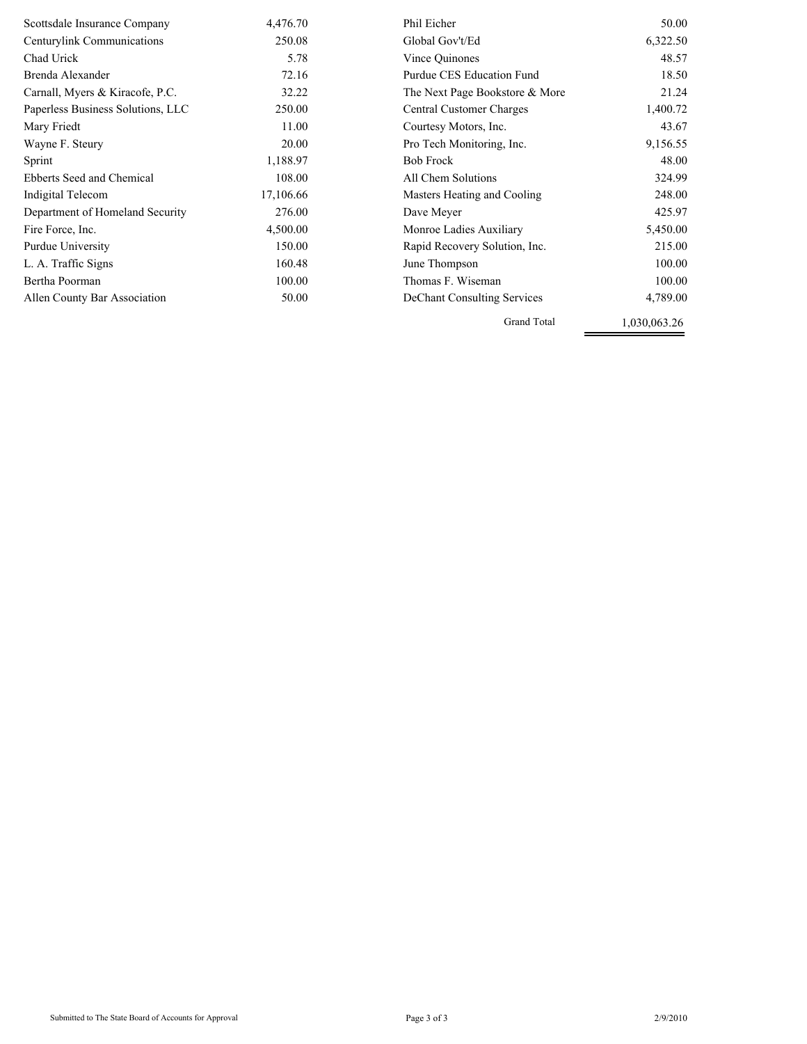| | | | |
|---|---|---|---|
| Scottsdale Insurance Company | 4,476.70 | Phil Eicher | 50.00 |
| Centurylink Communications | 250.08 | Global Gov't/Ed | 6,322.50 |
| Chad Urick | 5.78 | Vince Quinones | 48.57 |
| Brenda Alexander | 72.16 | Purdue CES Education Fund | 18.50 |
| Carnall, Myers & Kiracofe, P.C. | 32.22 | The Next Page Bookstore & More | 21.24 |
| Paperless Business Solutions, LLC | 250.00 | Central Customer Charges | 1,400.72 |
| Mary Friedt | 11.00 | Courtesy Motors, Inc. | 43.67 |
| Wayne F. Steury | 20.00 | Pro Tech Monitoring, Inc. | 9,156.55 |
| Sprint | 1,188.97 | Bob Frock | 48.00 |
| Ebberts Seed and Chemical | 108.00 | All Chem Solutions | 324.99 |
| Indigital Telecom | 17,106.66 | Masters Heating and Cooling | 248.00 |
| Department of Homeland Security | 276.00 | Dave Meyer | 425.97 |
| Fire Force, Inc. | 4,500.00 | Monroe Ladies Auxiliary | 5,450.00 |
| Purdue University | 150.00 | Rapid Recovery Solution, Inc. | 215.00 |
| L. A. Traffic Signs | 160.48 | June Thompson | 100.00 |
| Bertha Poorman | 100.00 | Thomas F. Wiseman | 100.00 |
| Allen County Bar Association | 50.00 | DeChant Consulting Services | 4,789.00 |
| | | Grand Total | 1,030,063.26 |

Submitted to The State Board of Accounts for Approval

2/9/2010